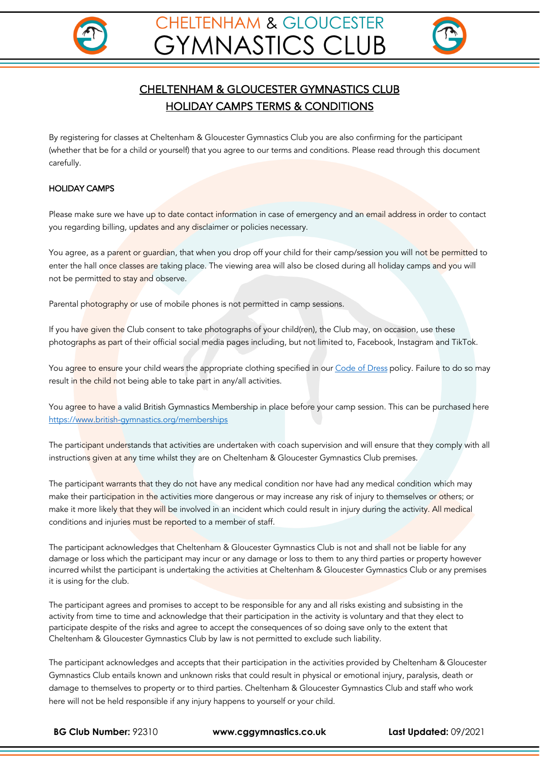# CHELTENHAM & GLOUCESTER GYMNASTICS CLUB

## CHELTENHAM & GLOUCESTER GYMNASTICS CLUB
## HOLIDAY CAMPS TERMS & CONDITIONS

By registering for classes at Cheltenham & Gloucester Gymnastics Club you are also confirming for the participant (whether that be for a child or yourself) that you agree to our terms and conditions. Please read through this document carefully.

### HOLIDAY CAMPS

Please make sure we have up to date contact information in case of emergency and an email address in order to contact you regarding billing, updates and any disclaimer or policies necessary.

You agree, as a parent or guardian, that when you drop off your child for their camp/session you will not be permitted to enter the hall once classes are taking place. The viewing area will also be closed during all holiday camps and you will not be permitted to stay and observe.

Parental photography or use of mobile phones is not permitted in camp sessions.

If you have given the Club consent to take photographs of your child(ren), the Club may, on occasion, use these photographs as part of their official social media pages including, but not limited to, Facebook, Instagram and TikTok.

You agree to ensure your child wears the appropriate clothing specified in our Code of Dress policy. Failure to do so may result in the child not being able to take part in any/all activities.

You agree to have a valid British Gymnastics Membership in place before your camp session. This can be purchased here https://www.british-gymnastics.org/memberships

The participant understands that activities are undertaken with coach supervision and will ensure that they comply with all instructions given at any time whilst they are on Cheltenham & Gloucester Gymnastics Club premises.

The participant warrants that they do not have any medical condition nor have had any medical condition which may make their participation in the activities more dangerous or may increase any risk of injury to themselves or others; or make it more likely that they will be involved in an incident which could result in injury during the activity. All medical conditions and injuries must be reported to a member of staff.

The participant acknowledges that Cheltenham & Gloucester Gymnastics Club is not and shall not be liable for any damage or loss which the participant may incur or any damage or loss to them to any third parties or property however incurred whilst the participant is undertaking the activities at Cheltenham & Gloucester Gymnastics Club or any premises it is using for the club.

The participant agrees and promises to accept to be responsible for any and all risks existing and subsisting in the activity from time to time and that they acknowledge that their participation in the activity is voluntary and that they elect to participate despite of the risks and agree to accept the consequences of so doing save only to the extent that Cheltenham & Gloucester Gymnastics Club by law is not permitted to exclude such liability.

The participant acknowledges and accepts that their participation in the activities provided by Cheltenham & Gloucester Gymnastics Club entails known and unknown risks that could result in physical or emotional injury, paralysis, death or damage to themselves to property or to third parties. Cheltenham & Gloucester Gymnastics Club and staff who work here will not be held responsible if any injury happens to yourself or your child.

**BG Club Number:** 92310 **www.cggymnastics.co.uk** **Last Updated:** 09/2021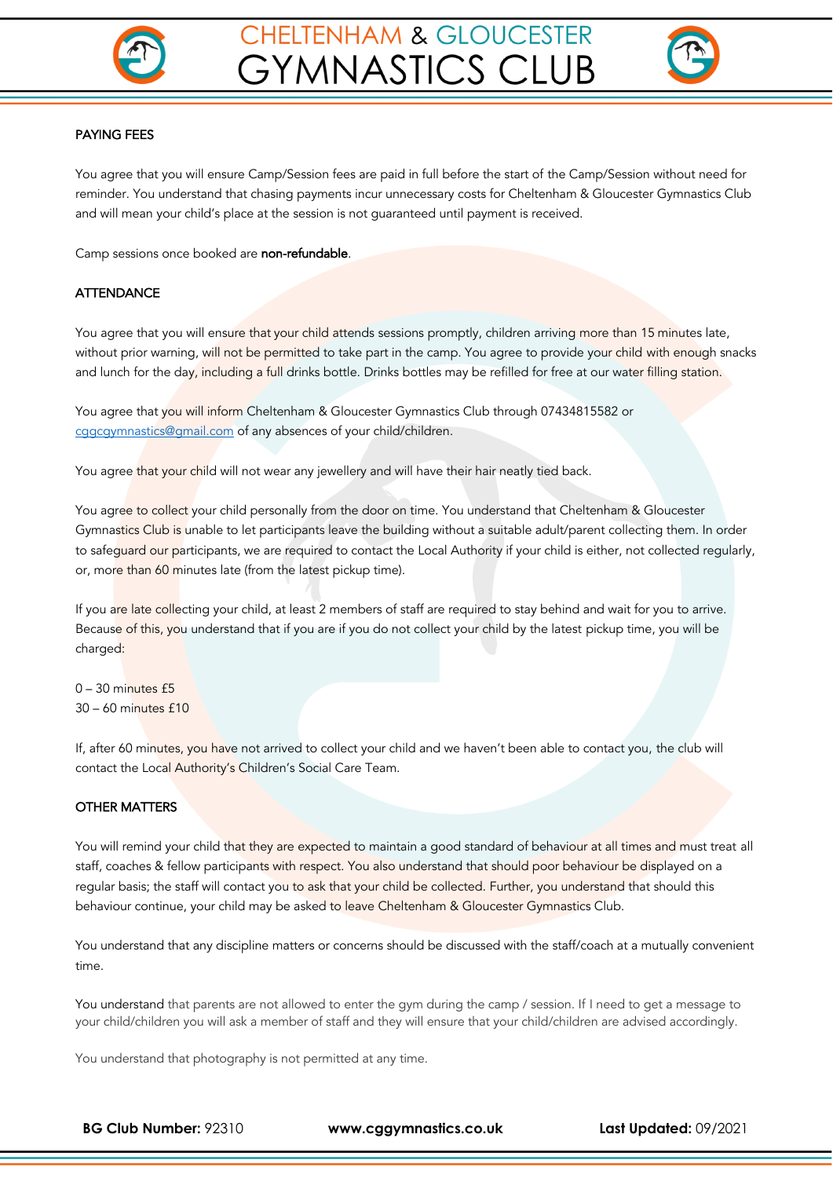## PAYING FEES

You agree that you will ensure Camp/Session fees are paid in full before the start of the Camp/Session without need for reminder. You understand that chasing payments incur unnecessary costs for Cheltenham & Gloucester Gymnastics Club and will mean your child's place at the session is not guaranteed until payment is received.

Camp sessions once booked are **non-refundable**.

## ATTENDANCE

You agree that you will ensure that your child attends sessions promptly, children arriving more than 15 minutes late, without prior warning, will not be permitted to take part in the camp. You agree to provide your child with enough snacks and lunch for the day, including a full drinks bottle. Drinks bottles may be refilled for free at our water filling station.

You agree that you will inform Cheltenham & Gloucester Gymnastics Club through 07434815582 or cggcgymnastics@gmail.com of any absences of your child/children.

You agree that your child will not wear any jewellery and will have their hair neatly tied back.

You agree to collect your child personally from the door on time. You understand that Cheltenham & Gloucester Gymnastics Club is unable to let participants leave the building without a suitable adult/parent collecting them. In order to safeguard our participants, we are required to contact the Local Authority if your child is either, not collected regularly, or, more than 60 minutes late (from the latest pickup time).

If you are late collecting your child, at least 2 members of staff are required to stay behind and wait for you to arrive. Because of this, you understand that if you are if you do not collect your child by the latest pickup time, you will be charged:

0 – 30 minutes £5
30 – 60 minutes £10

If, after 60 minutes, you have not arrived to collect your child and we haven't been able to contact you, the club will contact the Local Authority's Children's Social Care Team.

## OTHER MATTERS

You will remind your child that they are expected to maintain a good standard of behaviour at all times and must treat all staff, coaches & fellow participants with respect. You also understand that should poor behaviour be displayed on a regular basis; the staff will contact you to ask that your child be collected. Further, you understand that should this behaviour continue, your child may be asked to leave Cheltenham & Gloucester Gymnastics Club.

You understand that any discipline matters or concerns should be discussed with the staff/coach at a mutually convenient time.

You understand that parents are not allowed to enter the gym during the camp / session. If I need to get a message to your child/children you will ask a member of staff and they will ensure that your child/children are advised accordingly.

You understand that photography is not permitted at any time.

**BG Club Number:** 92310 **www.cggymnastics.co.uk** **Last Updated:** 09/2021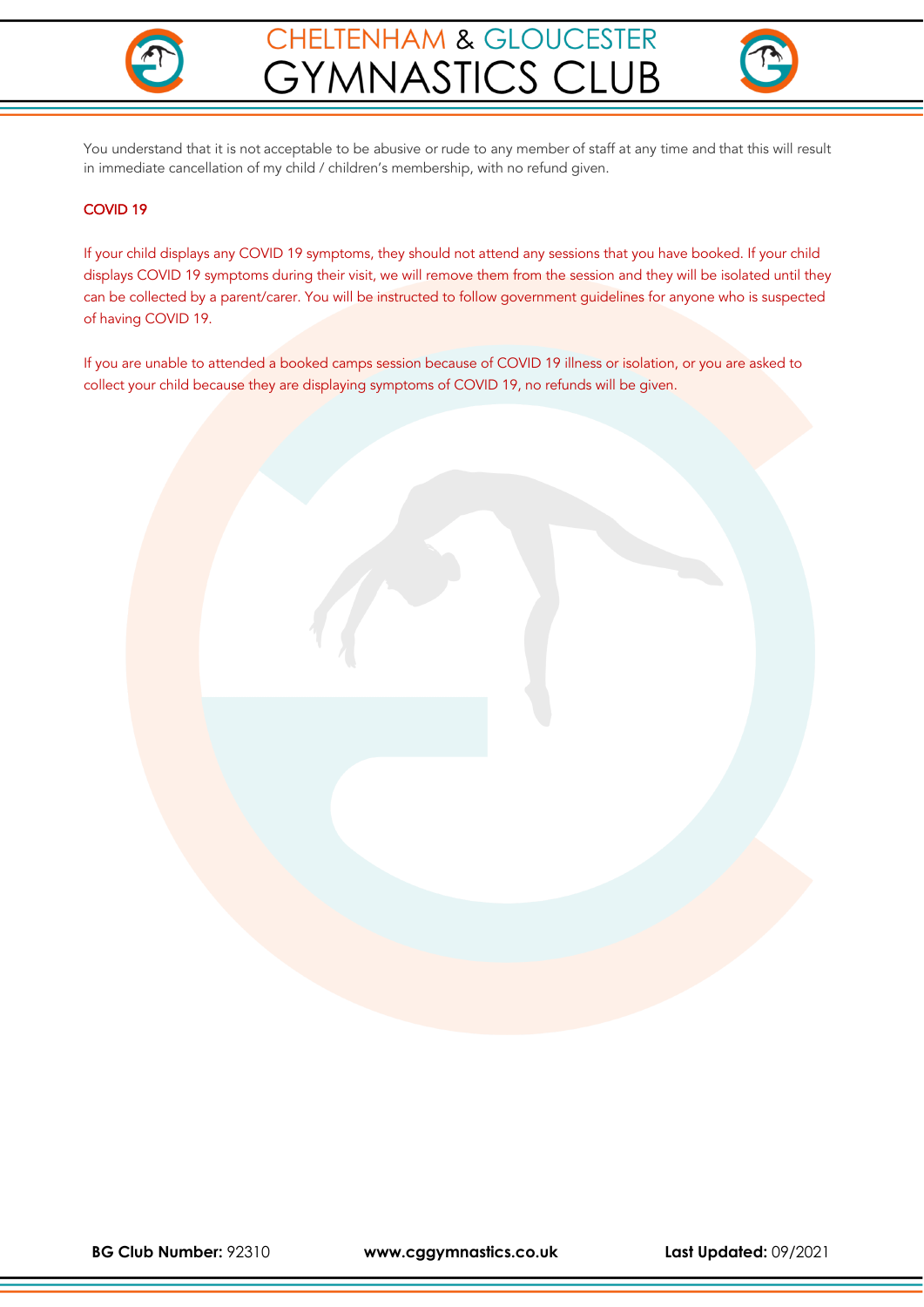You understand that it is not acceptable to be abusive or rude to any member of staff at any time and that this will result in immediate cancellation of my child / children's membership, with no refund given.

## COVID 19

If your child displays any COVID 19 symptoms, they should not attend any sessions that you have booked. If your child displays COVID 19 symptoms during their visit, we will remove them from the session and they will be isolated until they can be collected by a parent/carer. You will be instructed to follow government guidelines for anyone who is suspected of having COVID 19.

If you are unable to attended a booked camps session because of COVID 19 illness or isolation, or you are asked to collect your child because they are displaying symptoms of COVID 19, no refunds will be given.